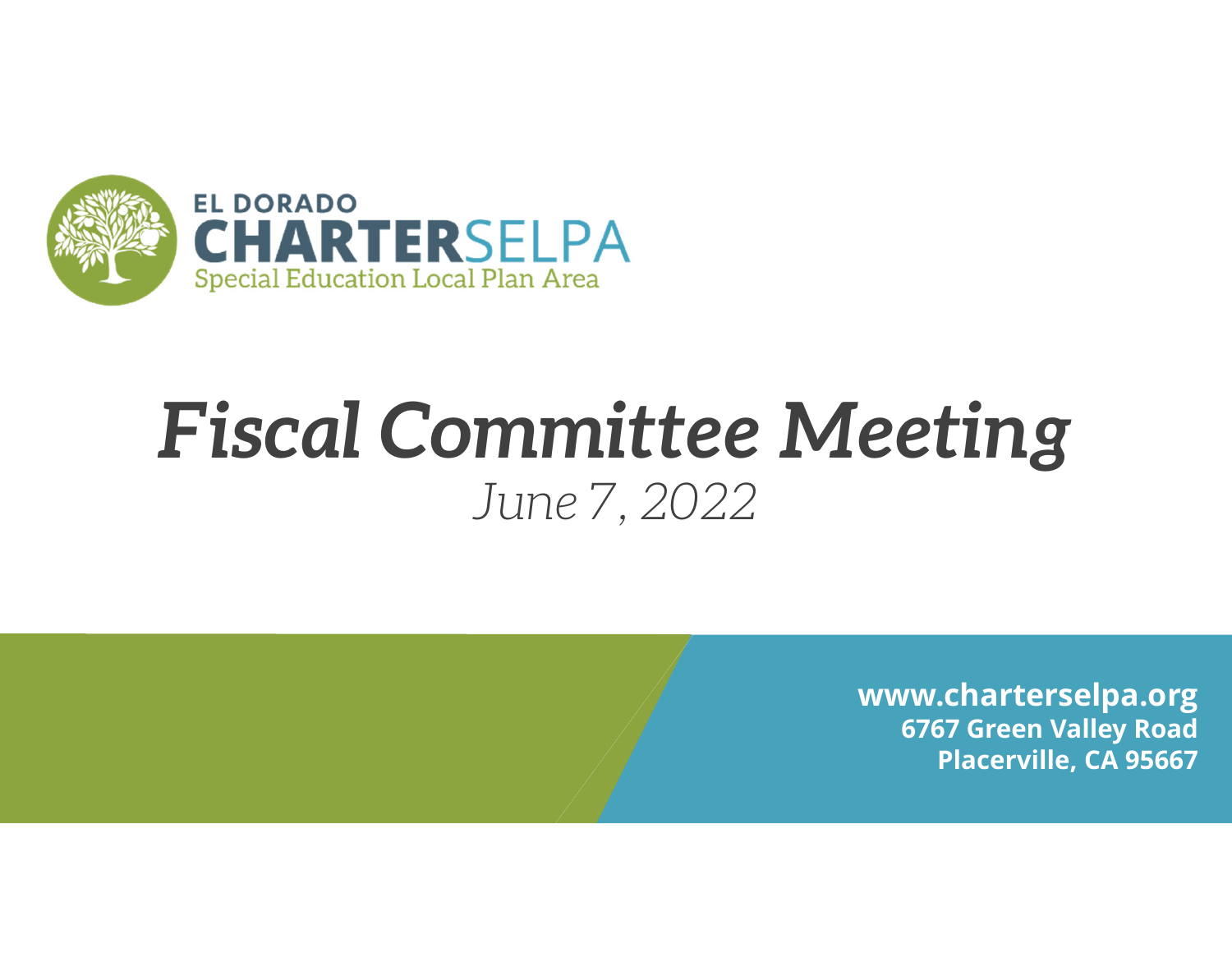EL DORADO

**CHARTER**SELPA

Special Education Local Plan Area

# *Fiscal Committee Meeting*

*June 7, 2022*

**www.charterselpa.org**
**6767 Green Valley Road**
**Placerville, CA 95667**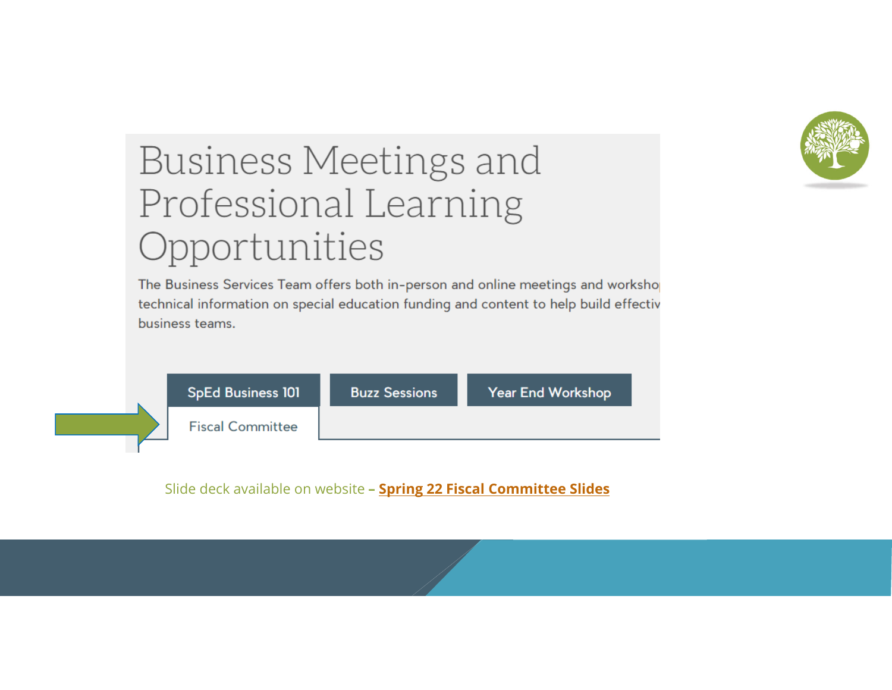# Business Meetings and Professional Learning Opportunities

The Business Services Team offers both in-person and online meetings and worksho technical information on special education funding and content to help build effectiv business teams.

SpEd Business 101 | Buzz Sessions | Year End Workshop

Fiscal Committee

Slide deck available on website – **Spring 22 Fiscal Committee Slides**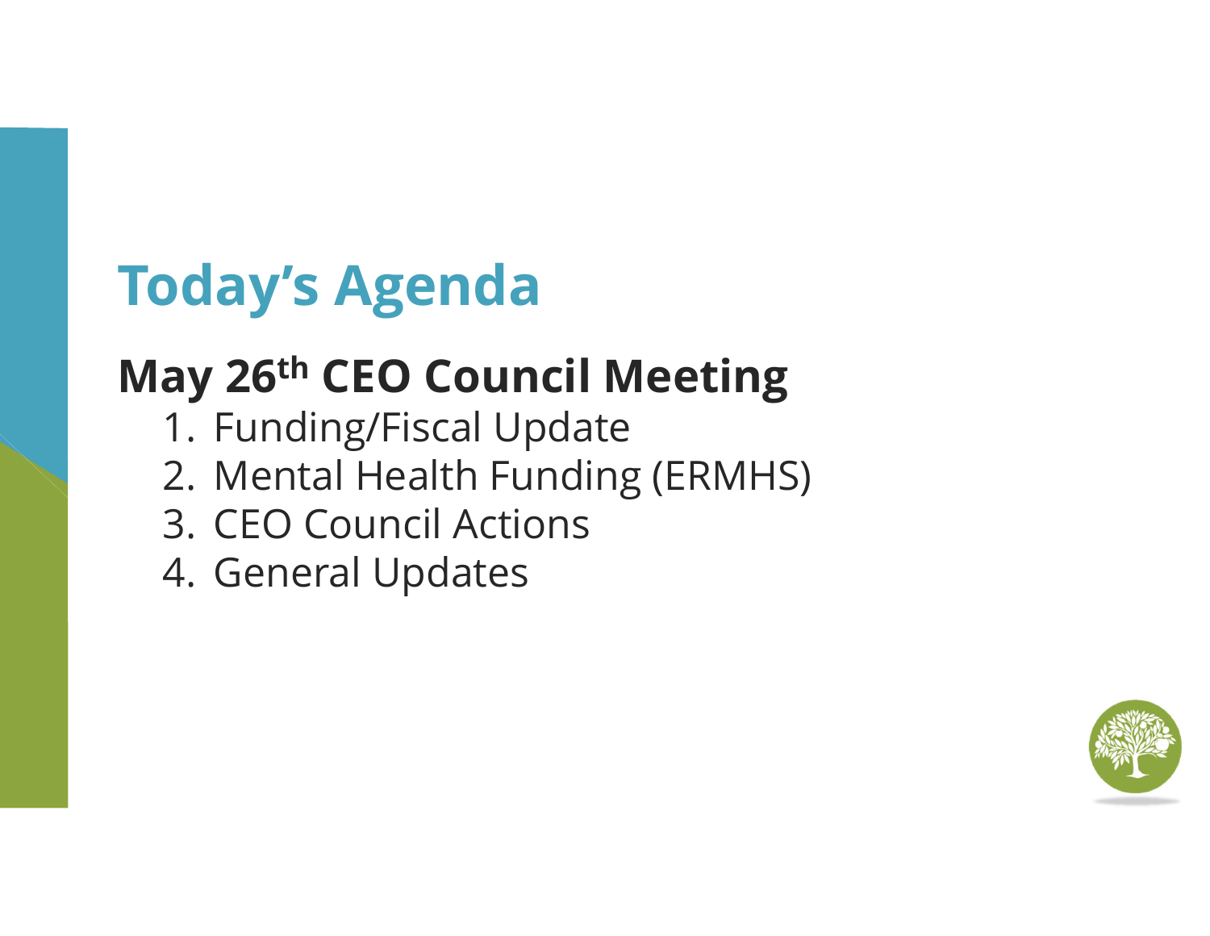# Today's Agenda

## May 26th CEO Council Meeting

1. Funding/Fiscal Update
2. Mental Health Funding (ERMHS)
3. CEO Council Actions
4. General Updates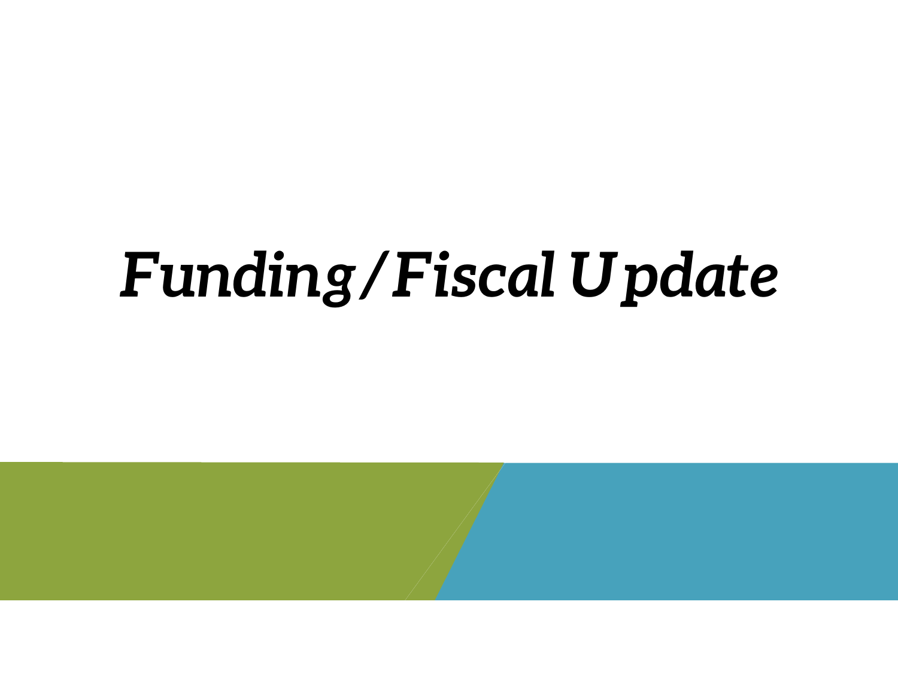# *Funding/Fiscal Update*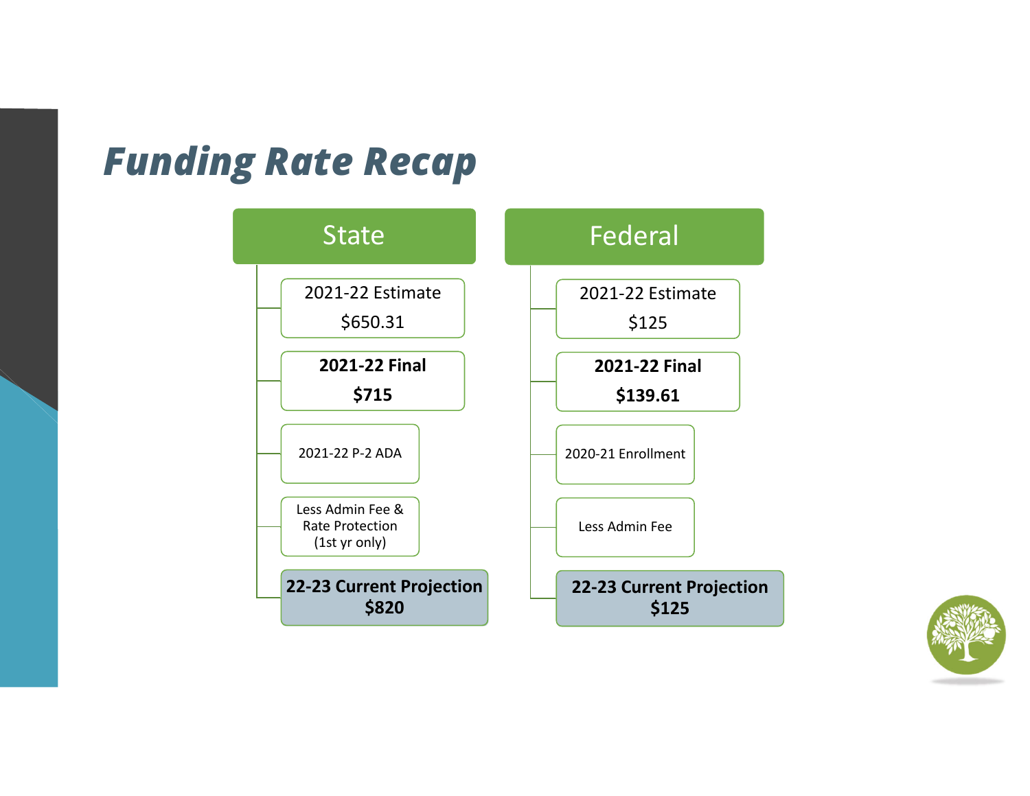# Funding Rate Recap

## State

- 2021-22 Estimate
  $650.31
- **2021-22 Final**
  **$715**
- 2021-22 P-2 ADA
- Less Admin Fee & Rate Protection (1st yr only)
- **22-23 Current Projection**
  **$820**

## Federal

- 2021-22 Estimate
  $125
- **2021-22 Final**
  **$139.61**
- 2020-21 Enrollment
- Less Admin Fee
- **22-23 Current Projection**
  **$125**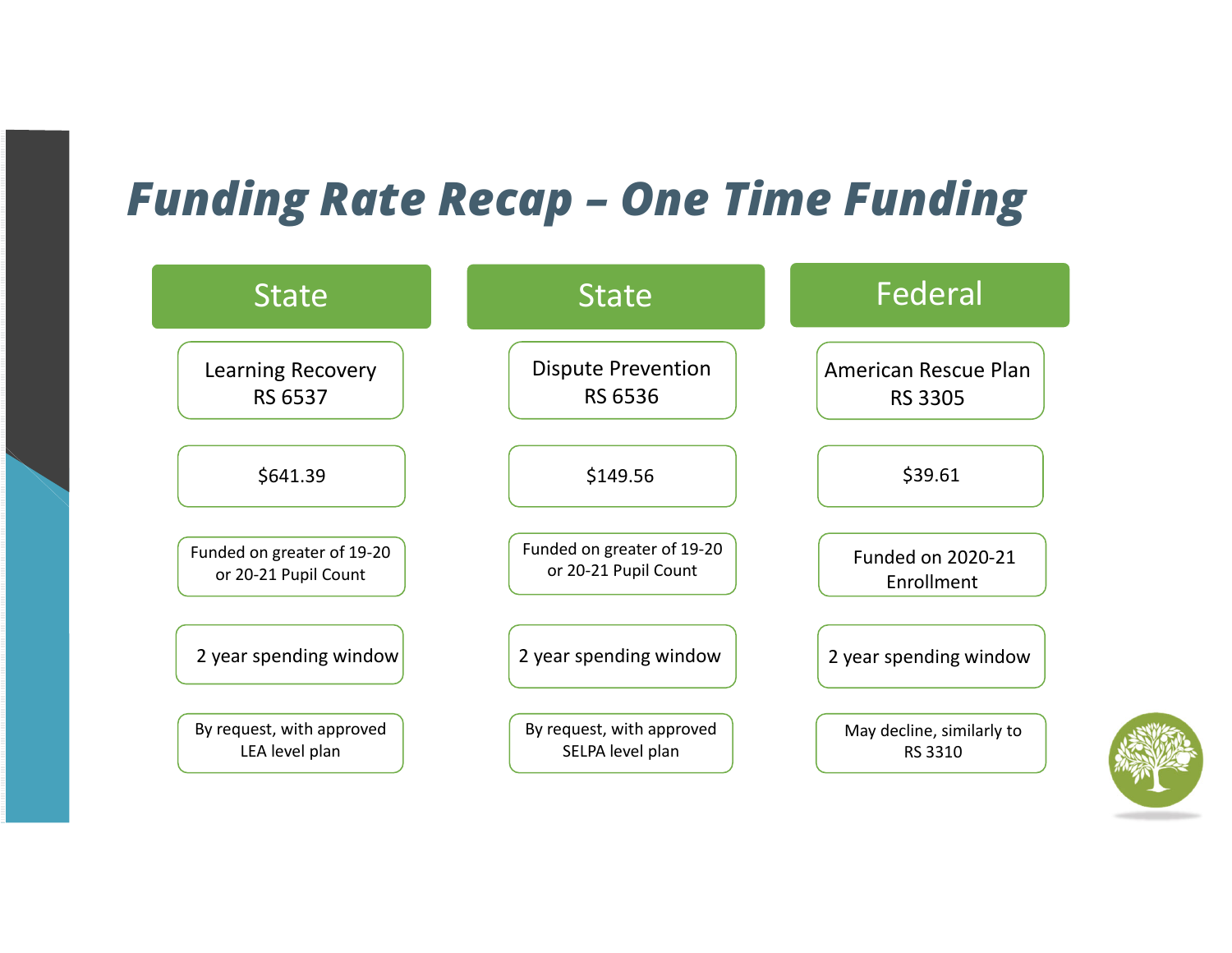# Funding Rate Recap – One Time Funding

| State | State | Federal |
|---|---|---|
| Learning Recovery RS 6537 | Dispute Prevention RS 6536 | American Rescue Plan RS 3305 |
| $641.39 | $149.56 | $39.61 |
| Funded on greater of 19-20 or 20-21 Pupil Count | Funded on greater of 19-20 or 20-21 Pupil Count | Funded on 2020-21 Enrollment |
| 2 year spending window | 2 year spending window | 2 year spending window |
| By request, with approved LEA level plan | By request, with approved SELPA level plan | May decline, similarly to RS 3310 |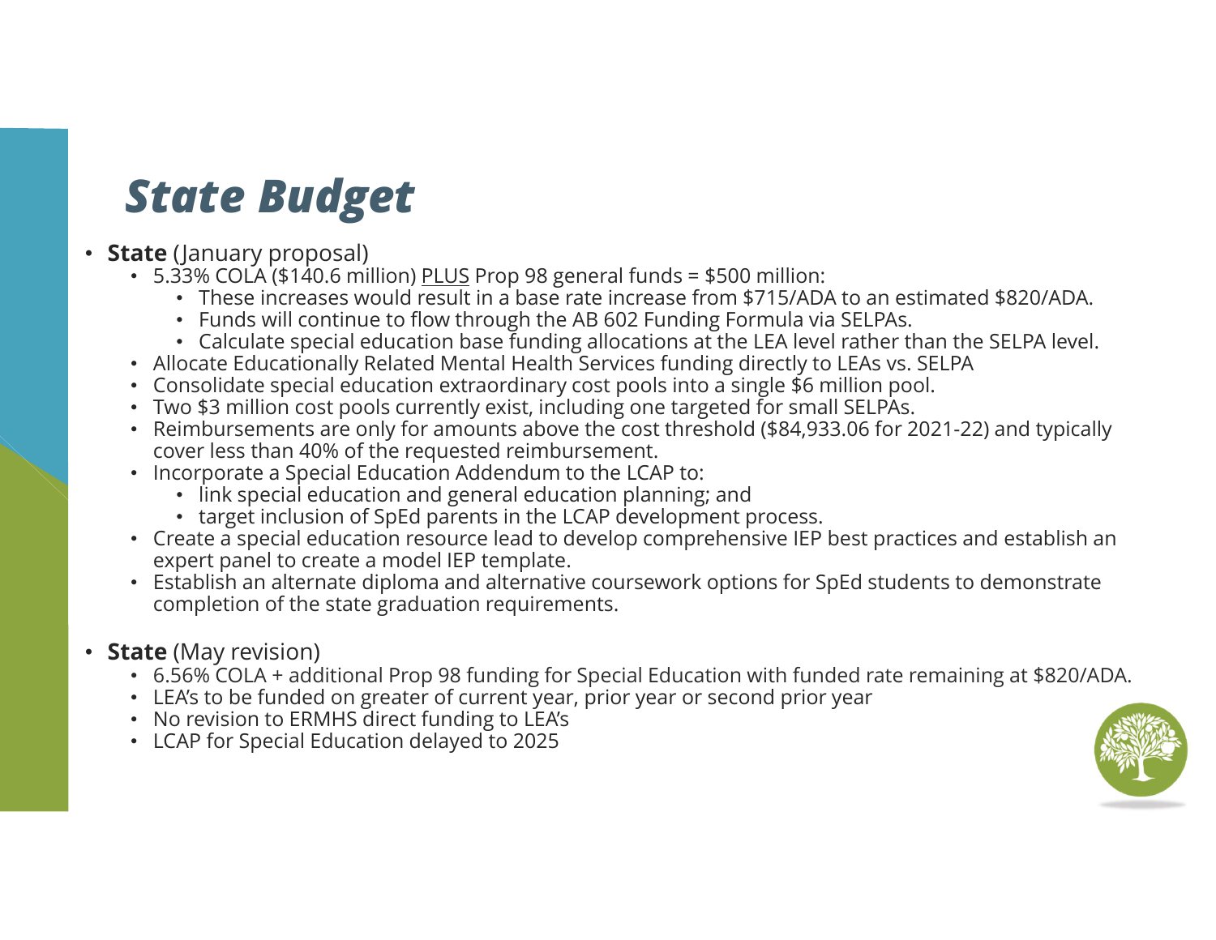# *State Budget*

- **State** (January proposal)
  - 5.33% COLA ($140.6 million) <u>PLUS</u> Prop 98 general funds = $500 million:
    - These increases would result in a base rate increase from $715/ADA to an estimated $820/ADA.
    - Funds will continue to flow through the AB 602 Funding Formula via SELPAs.
    - Calculate special education base funding allocations at the LEA level rather than the SELPA level.
  - Allocate Educationally Related Mental Health Services funding directly to LEAs vs. SELPA
  - Consolidate special education extraordinary cost pools into a single $6 million pool.
  - Two $3 million cost pools currently exist, including one targeted for small SELPAs.
  - Reimbursements are only for amounts above the cost threshold ($84,933.06 for 2021-22) and typically cover less than 40% of the requested reimbursement.
  - Incorporate a Special Education Addendum to the LCAP to:
    - link special education and general education planning; and
    - target inclusion of SpEd parents in the LCAP development process.
  - Create a special education resource lead to develop comprehensive IEP best practices and establish an expert panel to create a model IEP template.
  - Establish an alternate diploma and alternative coursework options for SpEd students to demonstrate completion of the state graduation requirements.

- **State** (May revision)
  - 6.56% COLA + additional Prop 98 funding for Special Education with funded rate remaining at $820/ADA.
  - LEA's to be funded on greater of current year, prior year or second prior year
  - No revision to ERMHS direct funding to LEA's
  - LCAP for Special Education delayed to 2025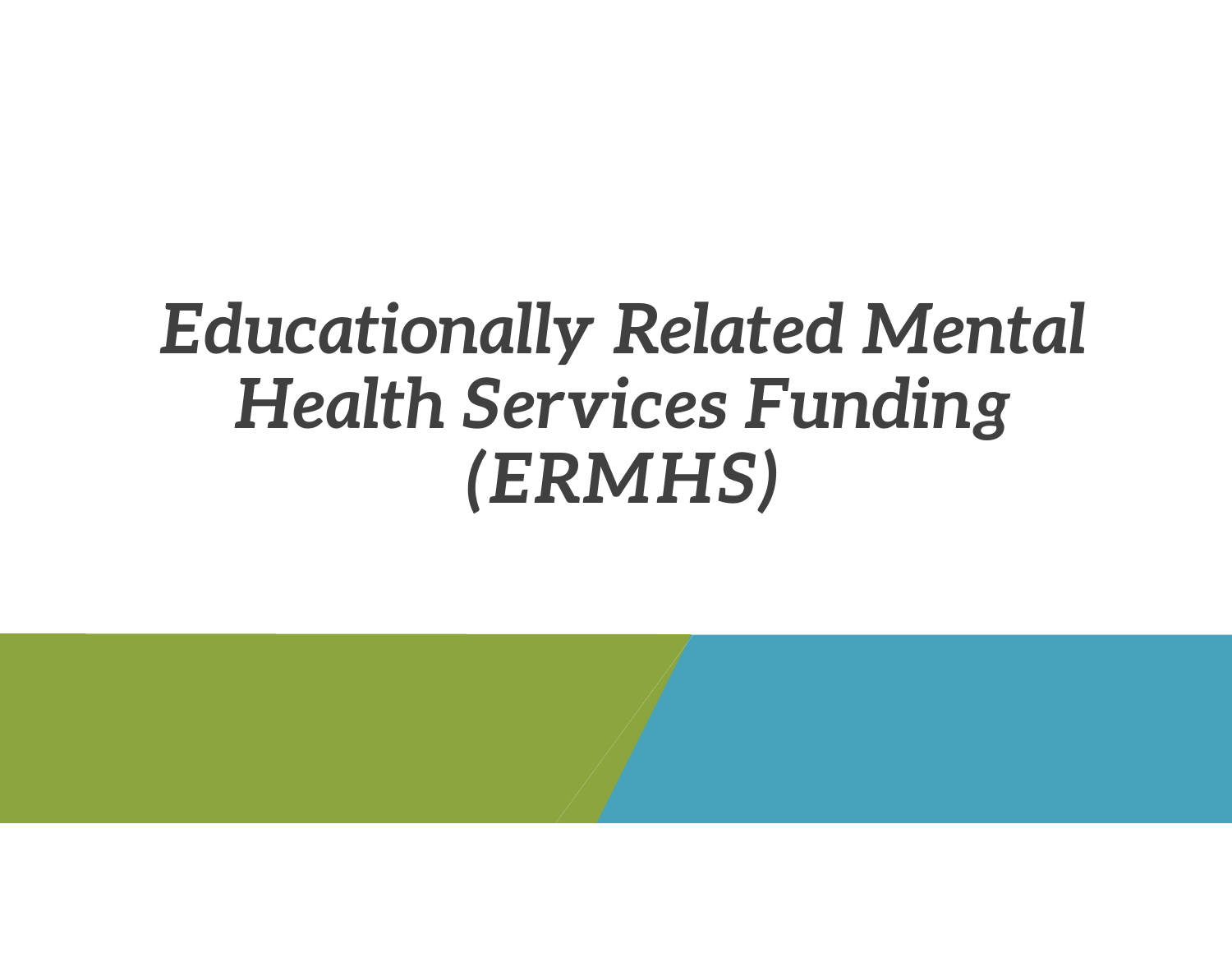# *Educationally Related Mental Health Services Funding (ERMHS)*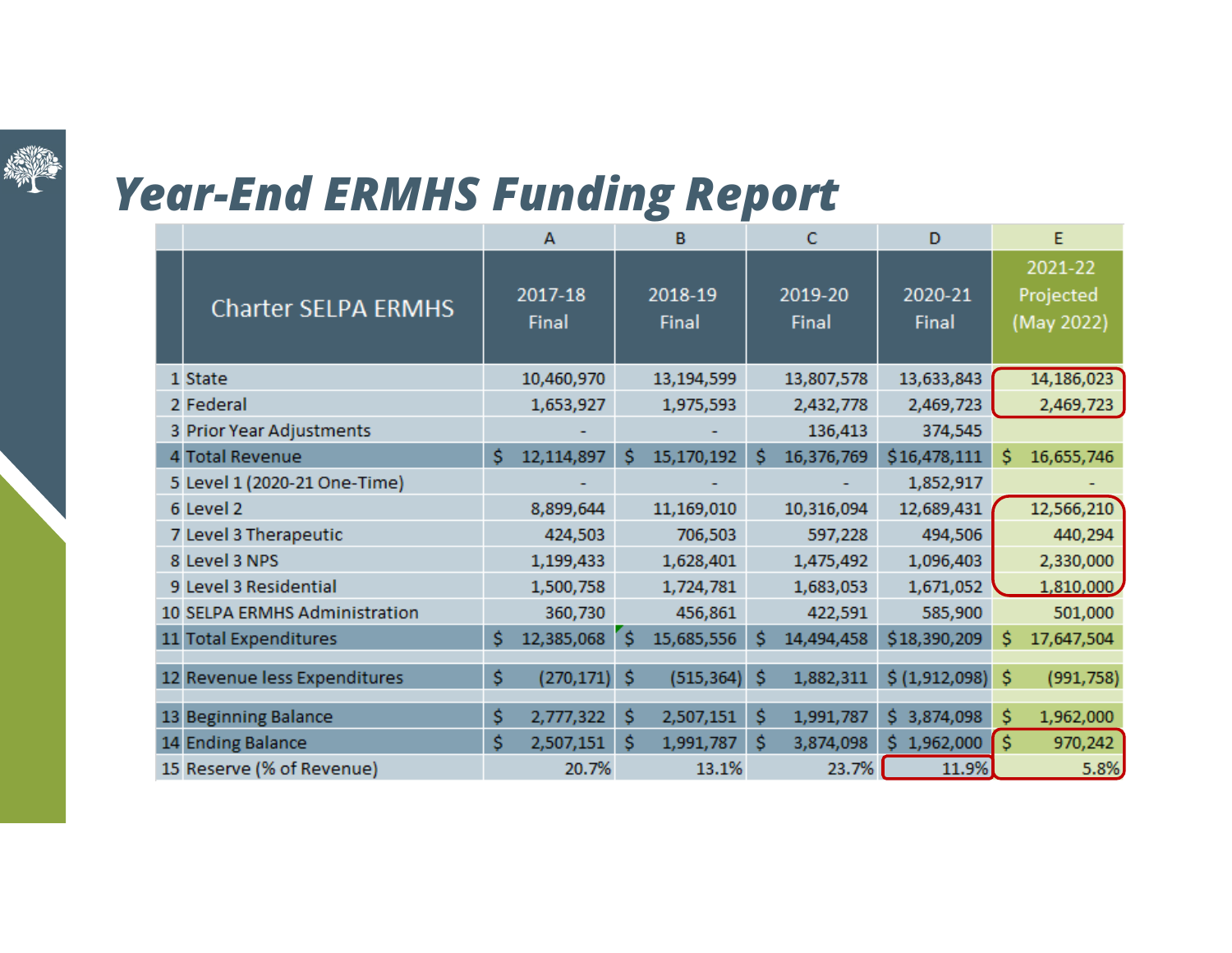# *Year-End ERMHS Funding Report*

| | | A | B | C | D | E |
|---|---|---|---|---|---|---|
| | Charter SELPA ERMHS | 2017-18 Final | 2018-19 Final | 2019-20 Final | 2020-21 Final | 2021-22 Projected (May 2022) |
| 1 | State | 10,460,970 | 13,194,599 | 13,807,578 | 13,633,843 | 14,186,023 |
| 2 | Federal | 1,653,927 | 1,975,593 | 2,432,778 | 2,469,723 | 2,469,723 |
| 3 | Prior Year Adjustments | - | - | 136,413 | 374,545 | |
| 4 | Total Revenue | $ 12,114,897 | $ 15,170,192 | $ 16,376,769 | $16,478,111 | $ 16,655,746 |
| 5 | Level 1 (2020-21 One-Time) | - | - | - | 1,852,917 | - |
| 6 | Level 2 | 8,899,644 | 11,169,010 | 10,316,094 | 12,689,431 | 12,566,210 |
| 7 | Level 3 Therapeutic | 424,503 | 706,503 | 597,228 | 494,506 | 440,294 |
| 8 | Level 3 NPS | 1,199,433 | 1,628,401 | 1,475,492 | 1,096,403 | 2,330,000 |
| 9 | Level 3 Residential | 1,500,758 | 1,724,781 | 1,683,053 | 1,671,052 | 1,810,000 |
| 10 | SELPA ERMHS Administration | 360,730 | 456,861 | 422,591 | 585,900 | 501,000 |
| 11 | Total Expenditures | $ 12,385,068 | $ 15,685,556 | $ 14,494,458 | $18,390,209 | $ 17,647,504 |
| 12 | Revenue less Expenditures | $ (270,171) | $ (515,364) | $ 1,882,311 | $ (1,912,098) | $ (991,758) |
| 13 | Beginning Balance | $ 2,777,322 | $ 2,507,151 | $ 1,991,787 | $ 3,874,098 | $ 1,962,000 |
| 14 | Ending Balance | $ 2,507,151 | $ 1,991,787 | $ 3,874,098 | $ 1,962,000 | $ 970,242 |
| 15 | Reserve (% of Revenue) | 20.7% | 13.1% | 23.7% | 11.9% | 5.8% |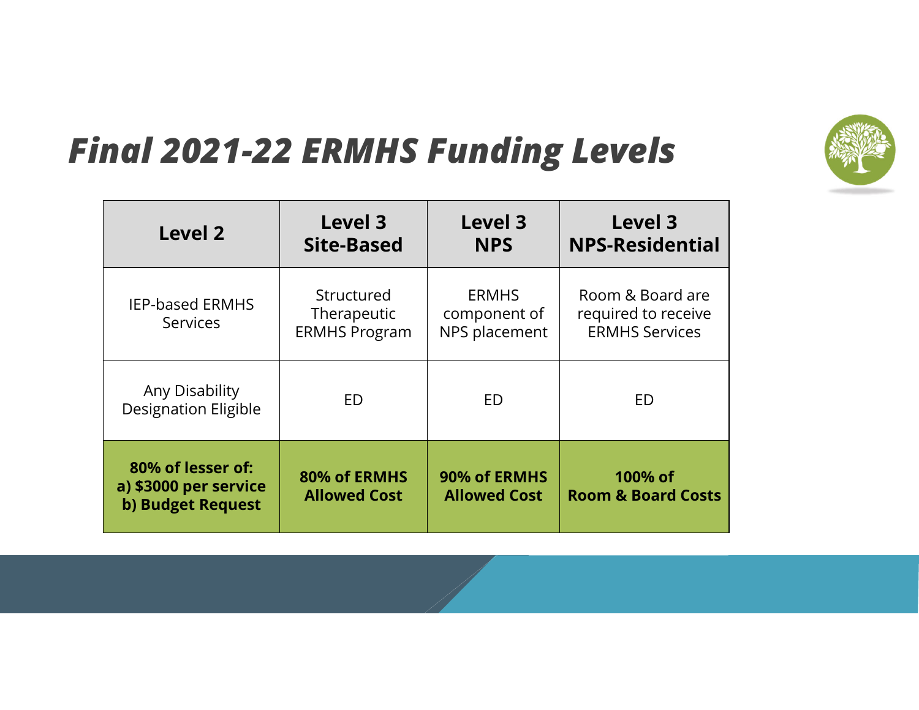# *Final 2021-22 ERMHS Funding Levels*

| Level 2 | Level 3 Site-Based | Level 3 NPS | Level 3 NPS-Residential |
|---|---|---|---|
| IEP-based ERMHS Services | Structured Therapeutic ERMHS Program | ERMHS component of NPS placement | Room & Board are required to receive ERMHS Services |
| Any Disability Designation Eligible | ED | ED | ED |
| **80% of lesser of: a) $3000 per service b) Budget Request** | **80% of ERMHS Allowed Cost** | **90% of ERMHS Allowed Cost** | **100% of Room & Board Costs** |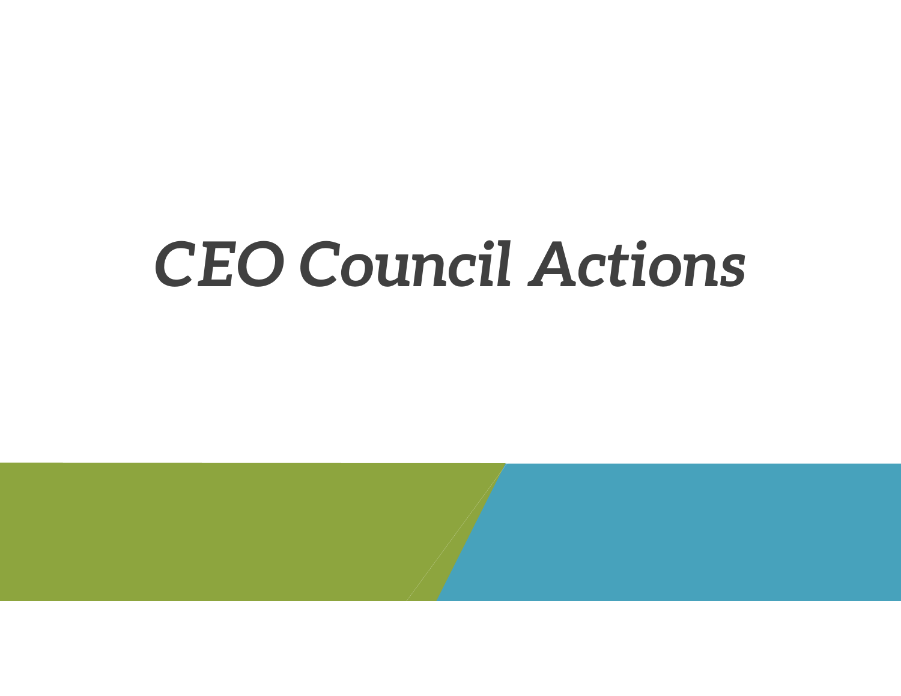# *CEO Council Actions*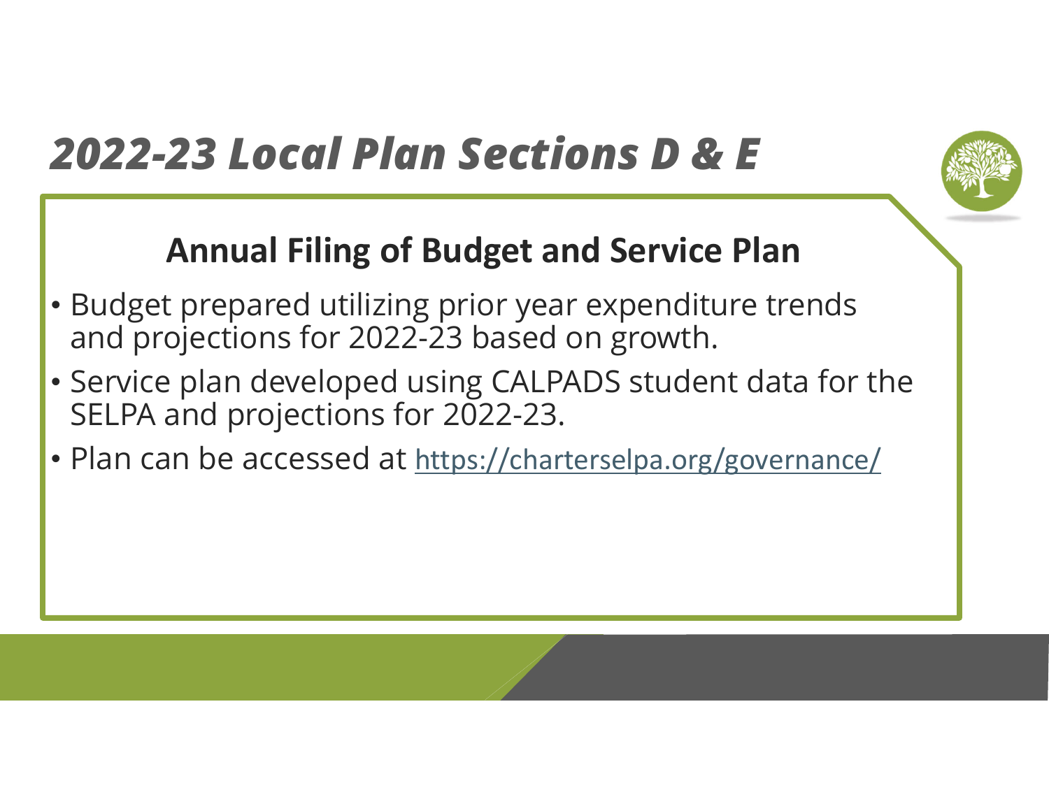# *2022-23 Local Plan Sections D & E*

## Annual Filing of Budget and Service Plan

- Budget prepared utilizing prior year expenditure trends and projections for 2022-23 based on growth.
- Service plan developed using CALPADS student data for the SELPA and projections for 2022-23.
- Plan can be accessed at https://charterselpa.org/governance/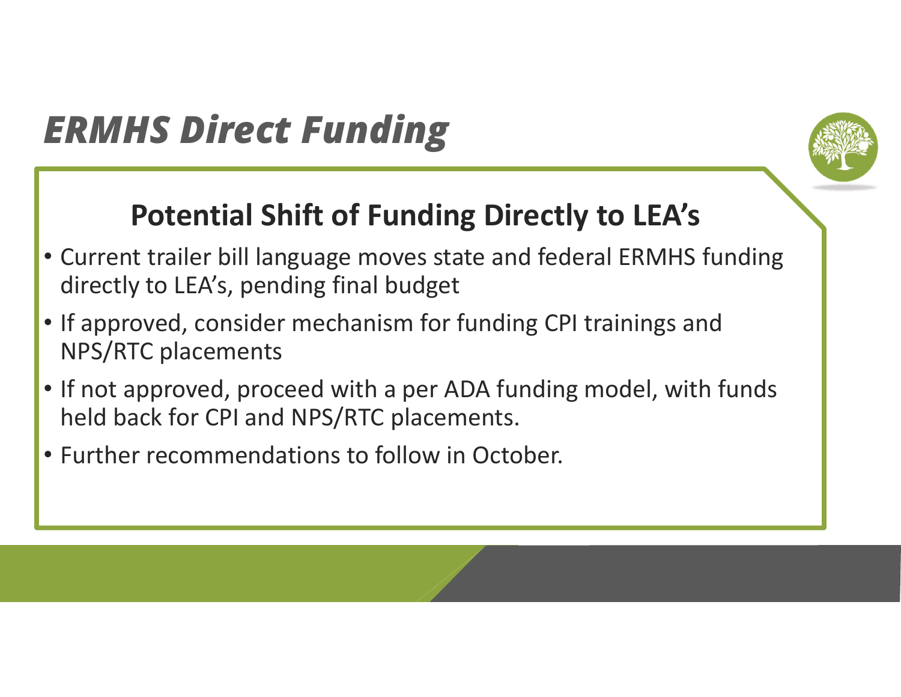# *ERMHS Direct Funding*

## Potential Shift of Funding Directly to LEA's

- Current trailer bill language moves state and federal ERMHS funding directly to LEA's, pending final budget
- If approved, consider mechanism for funding CPI trainings and NPS/RTC placements
- If not approved, proceed with a per ADA funding model, with funds held back for CPI and NPS/RTC placements.
- Further recommendations to follow in October.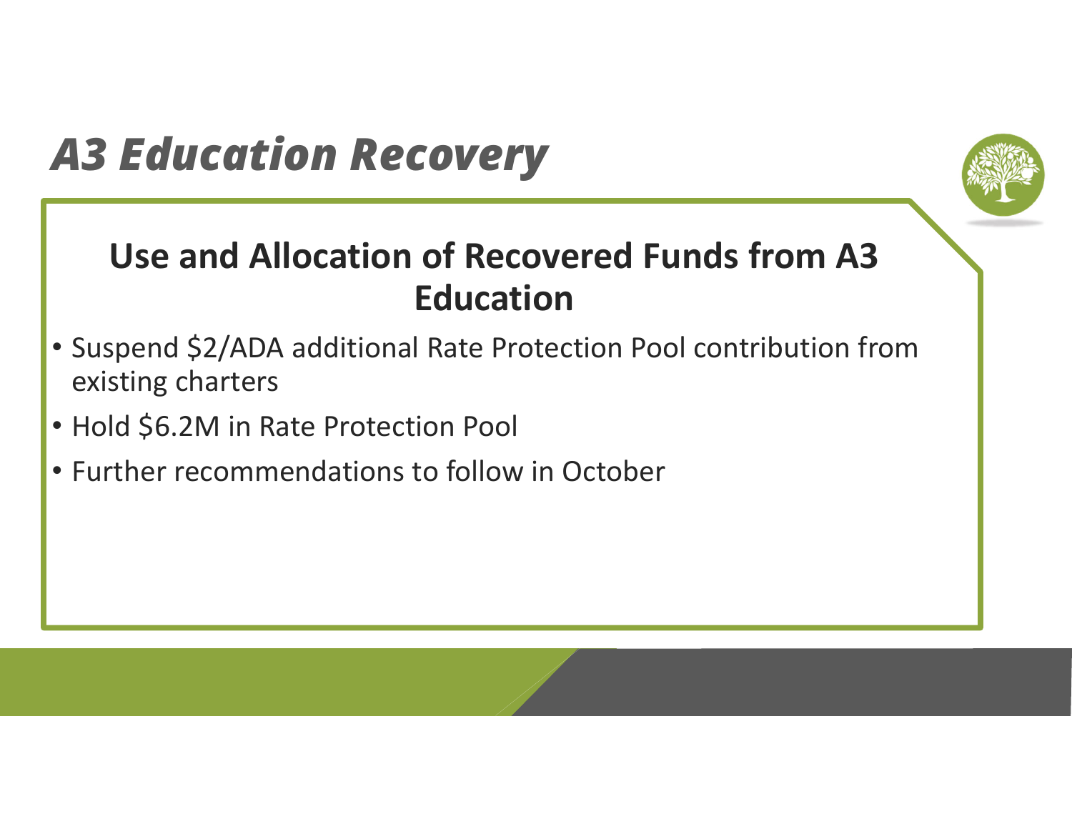# *A3 Education Recovery*

## Use and Allocation of Recovered Funds from A3 Education

- Suspend $2/ADA additional Rate Protection Pool contribution from existing charters
- Hold $6.2M in Rate Protection Pool
- Further recommendations to follow in October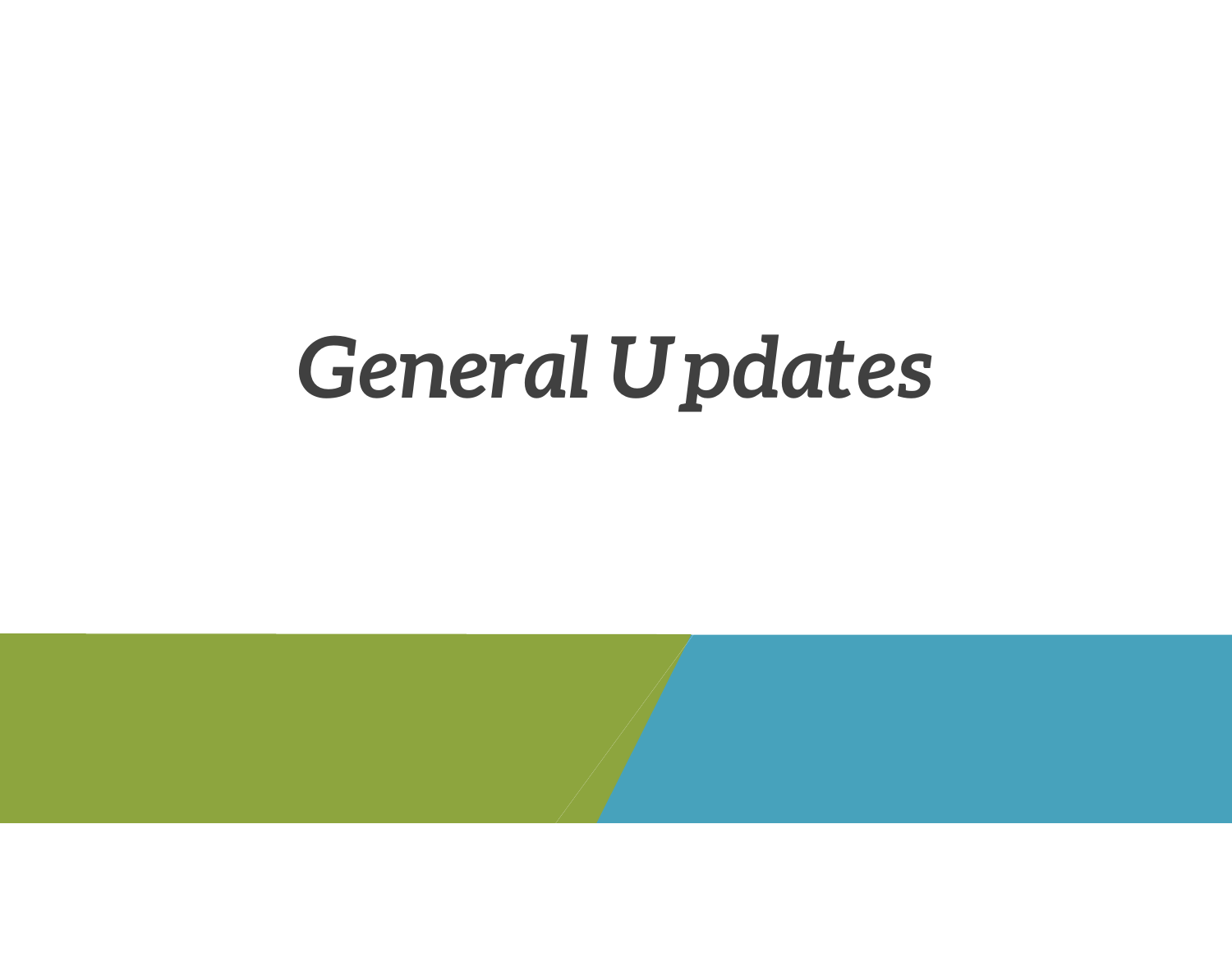# *General Updates*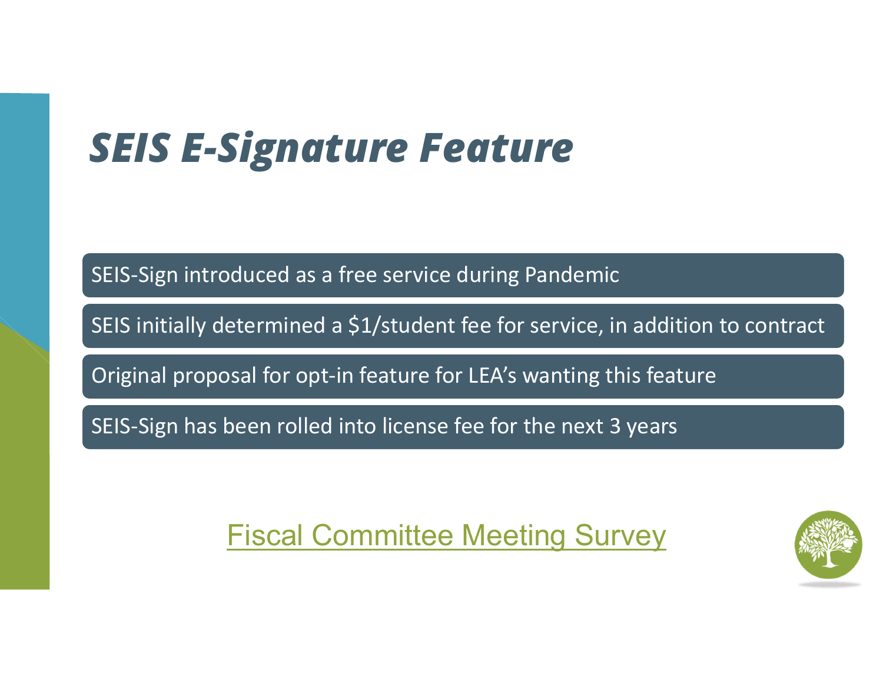# *SEIS E-Signature Feature*

- SEIS-Sign introduced as a free service during Pandemic
- SEIS initially determined a $1/student fee for service, in addition to contract
- Original proposal for opt-in feature for LEA's wanting this feature
- SEIS-Sign has been rolled into license fee for the next 3 years

Fiscal Committee Meeting Survey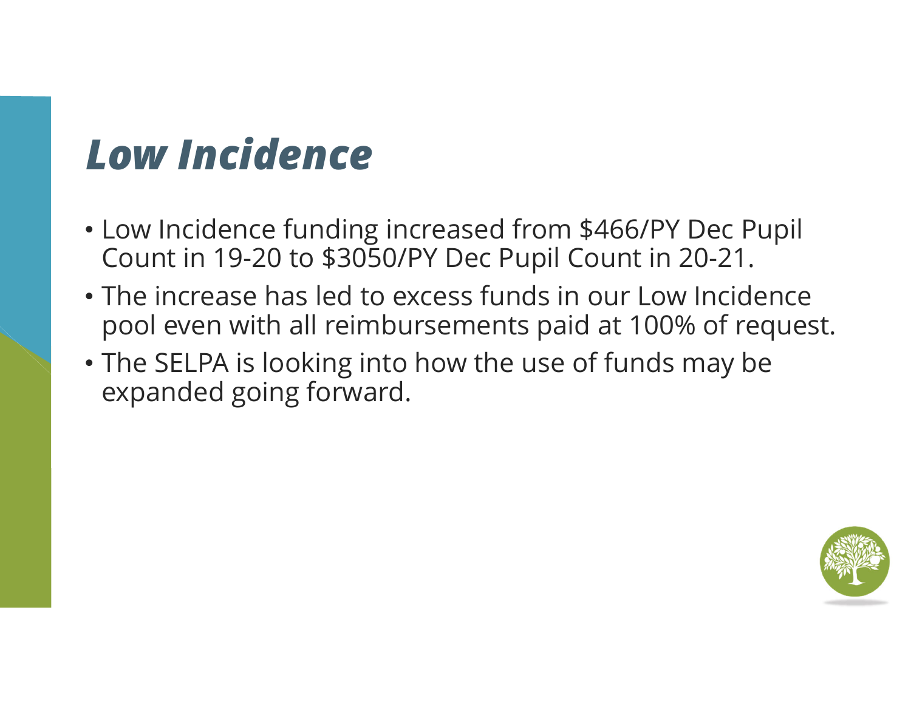# *Low Incidence*

- Low Incidence funding increased from $466/PY Dec Pupil Count in 19-20 to $3050/PY Dec Pupil Count in 20-21.
- The increase has led to excess funds in our Low Incidence pool even with all reimbursements paid at 100% of request.
- The SELPA is looking into how the use of funds may be expanded going forward.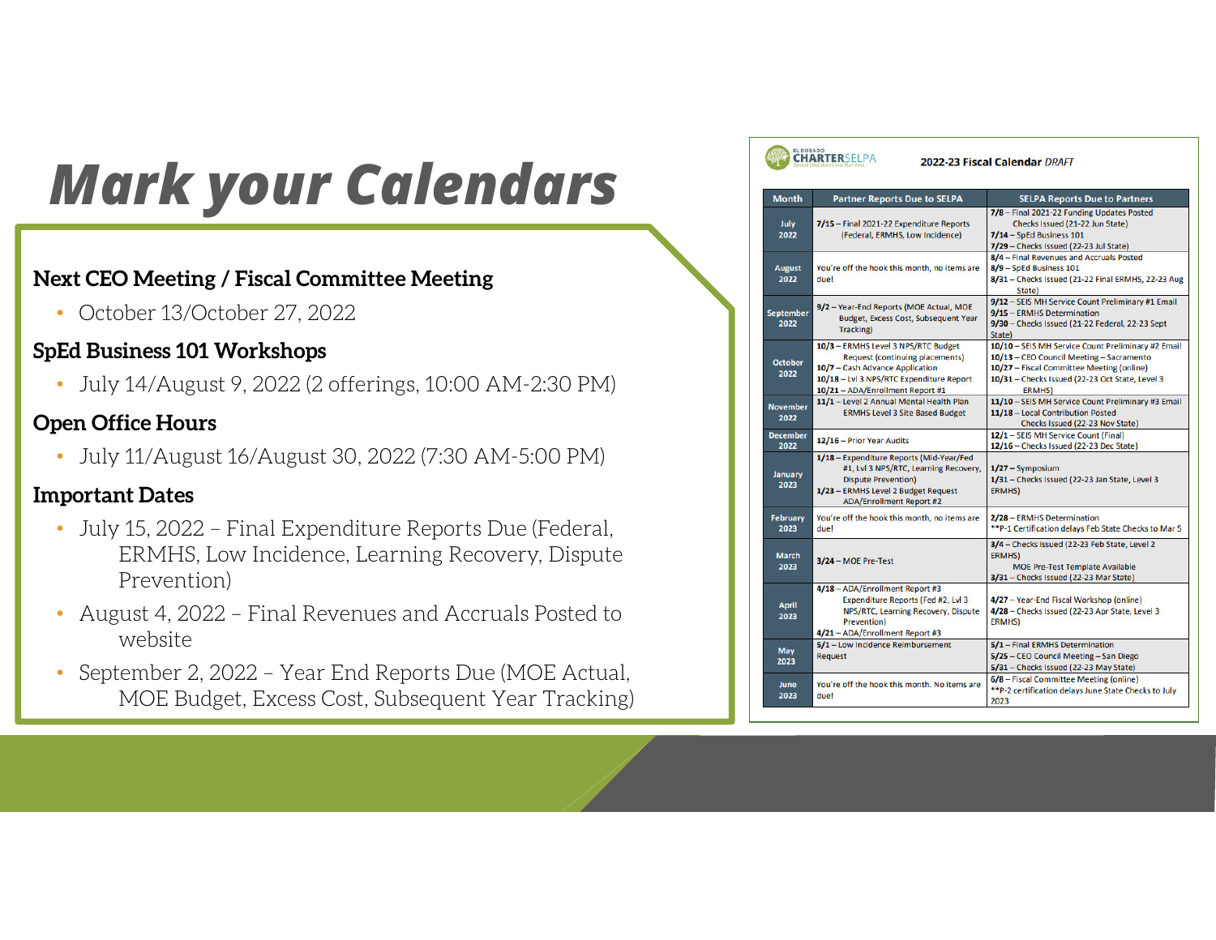# Mark your Calendars

### Next CEO Meeting / Fiscal Committee Meeting

- October 13/October 27, 2022

### SpEd Business 101 Workshops

- July 14/August 9, 2022 (2 offerings, 10:00 AM-2:30 PM)

### Open Office Hours

- July 11/August 16/August 30, 2022 (7:30 AM-5:00 PM)

### Important Dates

- July 15, 2022 – Final Expenditure Reports Due (Federal, ERMHS, Low Incidence, Learning Recovery, Dispute Prevention)
- August 4, 2022 – Final Revenues and Accruals Posted to website
- September 2, 2022 – Year End Reports Due (MOE Actual, MOE Budget, Excess Cost, Subsequent Year Tracking)

EL DORADO CHARTER SELPA

**2022-23 Fiscal Calendar** *DRAFT*

| Month | Partner Reports Due to SELPA | SELPA Reports Due to Partners |
|---|---|---|
| July 2022 | **7/15** – Final 2021-22 Expenditure Reports (Federal, ERMHS, Low Incidence) | **7/8** – Final 2021-22 Funding Updates Posted Checks Issued (21-22 Jun State) **7/14** – SpEd Business 101 **7/29** – Checks Issued (22-23 Jul State) |
| August 2022 | You're off the hook this month, no items are due! | **8/4** – Final Revenues and Accruals Posted **8/9** – SpEd Business 101 **8/31** – Checks Issued (21-22 Final ERMHS, 22-23 Aug State) |
| September 2022 | **9/2** – Year-End Reports (MOE Actual, MOE Budget, Excess Cost, Subsequent Year Tracking) | **9/12** – SEIS MH Service Count Preliminary #1 Email **9/15** – ERMHS Determination **9/30** – Checks Issued (21-22 Federal, 22-23 Sept State) |
| October 2022 | **10/3** – ERMHS Level 3 NPS/RTC Budget Request (continuing placements) **10/7** – Cash Advance Application **10/18** – Lvl 3 NPS/RTC Expenditure Report **10/21** – ADA/Enrollment Report #1 | **10/10** – SEIS MH Service Count Preliminary #2 Email **10/13** – CEO Council Meeting – Sacramento **10/27** – Fiscal Committee Meeting (online) **10/31** – Checks Issued (22-23 Oct State, Level 3 ERMHS) |
| November 2022 | **11/1** – Level 2 Annual Mental Health Plan ERMHS Level 3 Site Based Budget | **11/10** – SEIS MH Service Count Preliminary #3 Email **11/18** – Local Contribution Posted Checks Issued (22-23 Nov State) |
| December 2022 | **12/16** – Prior Year Audits | **12/1** – SEIS MH Service Count (Final) **12/16** – Checks Issued (22-23 Dec State) |
| January 2023 | **1/18** – Expenditure Reports (Mid-Year/Fed #1, Lvl 3 NPS/RTC, Learning Recovery, Dispute Prevention) **1/23** – ERMHS Level 2 Budget Request ADA/Enrollment Report #2 | **1/27** – Symposium **1/31** – Checks Issued (22-23 Jan State, Level 3 ERMHS) |
| February 2023 | You're off the hook this month, no items are due! | **2/28** – ERMHS Determination **P-1 Certification delays Feb State Checks to Mar 5 |
| March 2023 | **3/24** – MOE Pre-Test | **3/4** – Checks Issued (22-23 Feb State, Level 2 ERMHS) MOE Pre-Test Template Available **3/31** – Checks Issued (22-23 Mar State) |
| April 2023 | **4/18** – ADA/Enrollment Report #3 Expenditure Reports (Fed #2, Lvl 3 NPS/RTC, Learning Recovery, Dispute Prevention) **4/21** – ADA/Enrollment Report #3 | **4/27** – Year-End Fiscal Workshop (online) **4/28** – Checks Issued (22-23 Apr State, Level 3 ERMHS) |
| May 2023 | **5/1** – Low Incidence Reimbursement Request | **5/1** – Final ERMHS Determination **5/25** – CEO Council Meeting – San Diego **5/31** – Checks Issued (22-23 May State) |
| June 2023 | You're off the hook this month. No items are due! | **6/8** – Fiscal Committee Meeting (online) **P-2 certification delays June State Checks to July 2023 |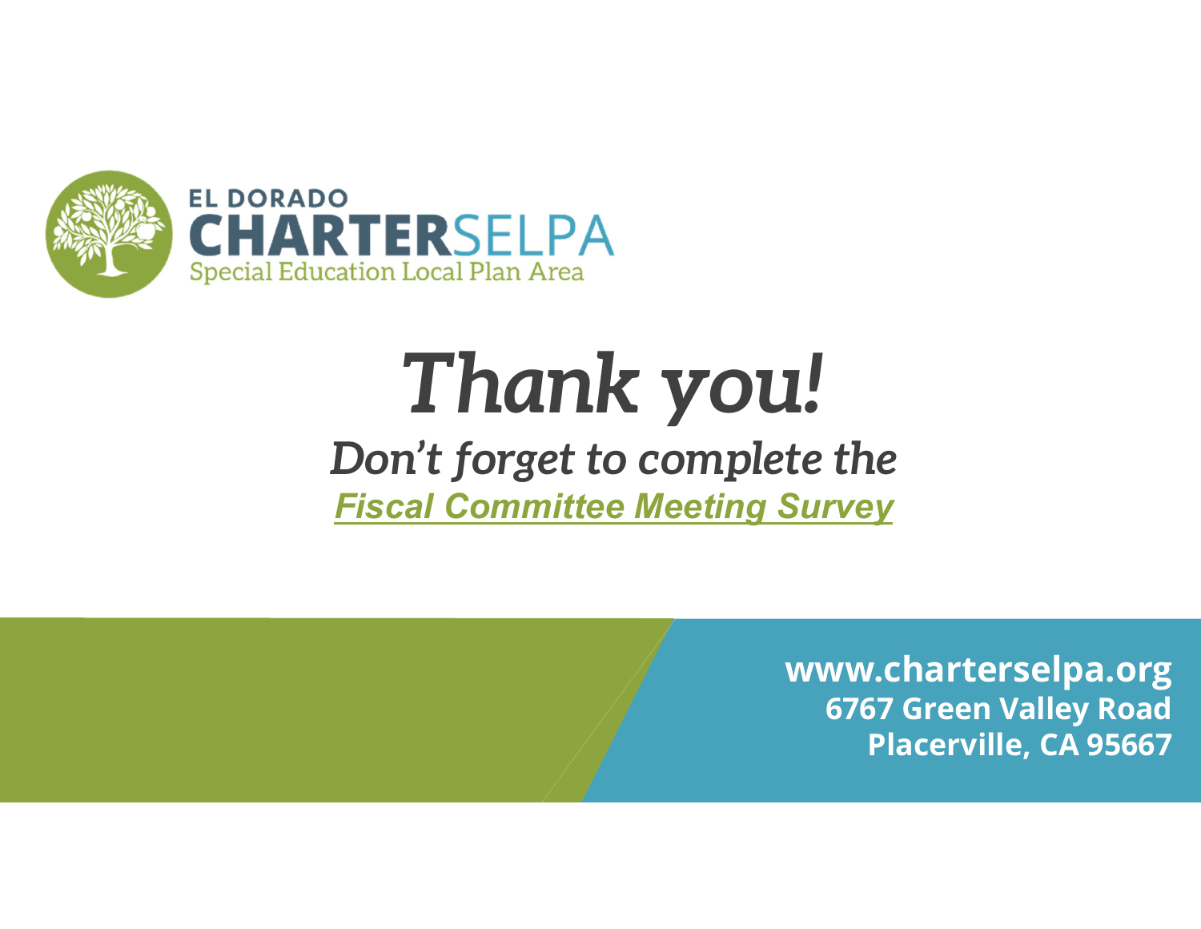EL DORADO
CHARTERSELPA
Special Education Local Plan Area

# *Thank you!*

***Don't forget to complete the***
***Fiscal Committee Meeting Survey***

**www.charterselpa.org**
**6767 Green Valley Road**
**Placerville, CA 95667**